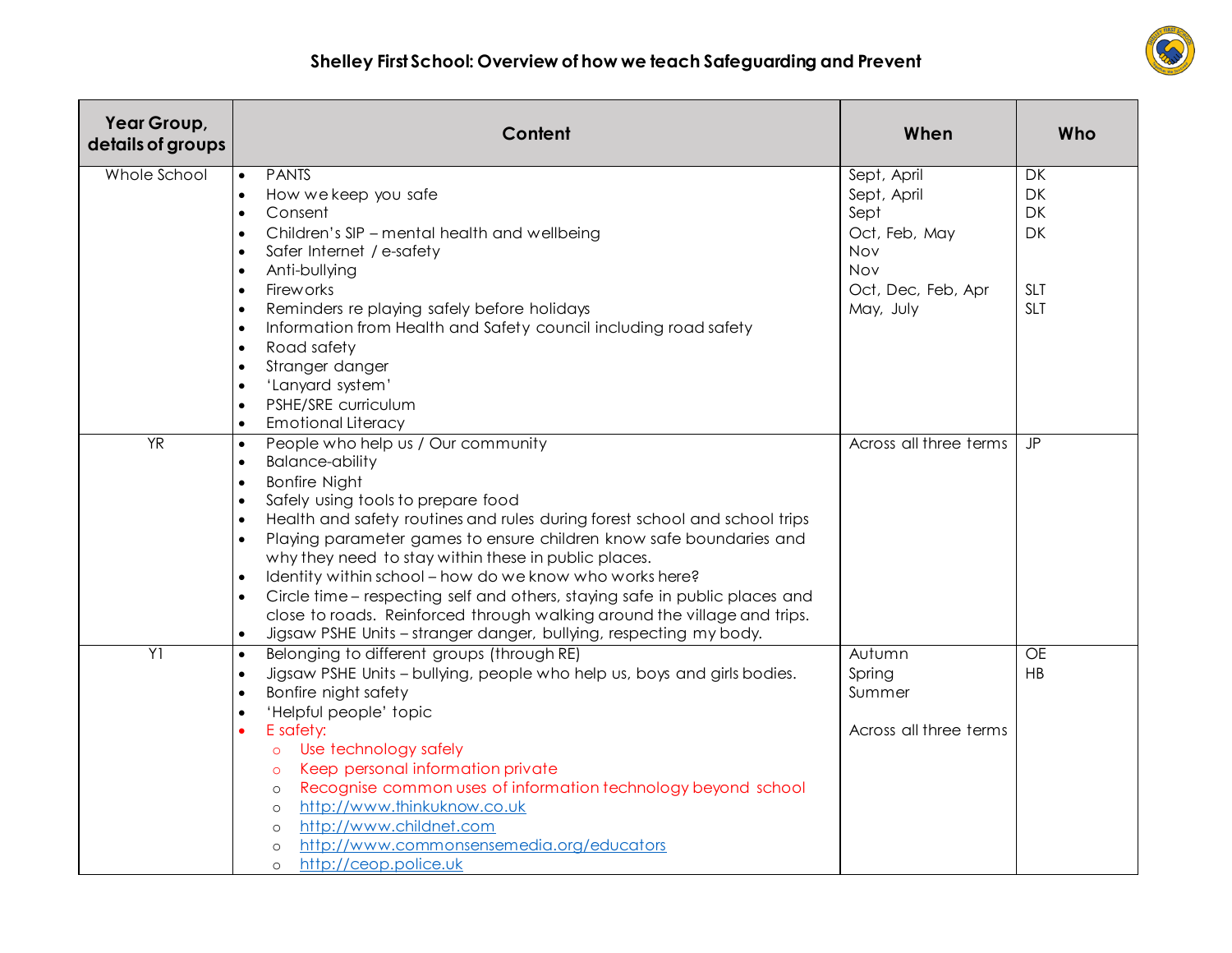# Shelley First School: Overview of how we teach Safeguarding and Prevent

| Year Group, details of groups | Content | When | Who |
|---|---|---|---|
| Whole School | • PANTS<br>• How we keep you safe<br>• Consent<br>• Children's SIP – mental health and wellbeing<br>• Safer Internet / e-safety<br>• Anti-bullying<br>• Fireworks<br>• Reminders re playing safely before holidays<br>• Information from Health and Safety council including road safety<br>• Road safety<br>• Stranger danger<br>• 'Lanyard system'<br>• PSHE/SRE curriculum<br>• Emotional Literacy | Sept, April<br>Sept, April<br>Sept<br>Oct, Feb, May<br>Nov<br>Nov<br>Oct, Dec, Feb, Apr<br>May, July | DK<br>DK<br>DK<br>DK<br><br><br>SLT<br>SLT |
| YR | • People who help us / Our community<br>• Balance-ability<br>• Bonfire Night<br>• Safely using tools to prepare food<br>• Health and safety routines and rules during forest school and school trips<br>• Playing parameter games to ensure children know safe boundaries and why they need to stay within these in public places.<br>• Identity within school – how do we know who works here?<br>• Circle time – respecting self and others, staying safe in public places and close to roads. Reinforced through walking around the village and trips.<br>• Jigsaw PSHE Units – stranger danger, bullying, respecting my body. | Across all three terms | JP |
| Y1 | • Belonging to different groups (through RE)<br>• Jigsaw PSHE Units – bullying, people who help us, boys and girls bodies.<br>• Bonfire night safety<br>• 'Helpful people' topic<br>• E safety:<br>  ◦ Use technology safely<br>  ◦ Keep personal information private<br>  ◦ Recognise common uses of information technology beyond school<br>  ◦ http://www.thinkuknow.co.uk<br>  ◦ http://www.childnet.com<br>  ◦ http://www.commonsensemedia.org/educators<br>  ◦ http://ceop.police.uk | Autumn<br>Spring<br>Summer<br><br>Across all three terms | OE<br>HB |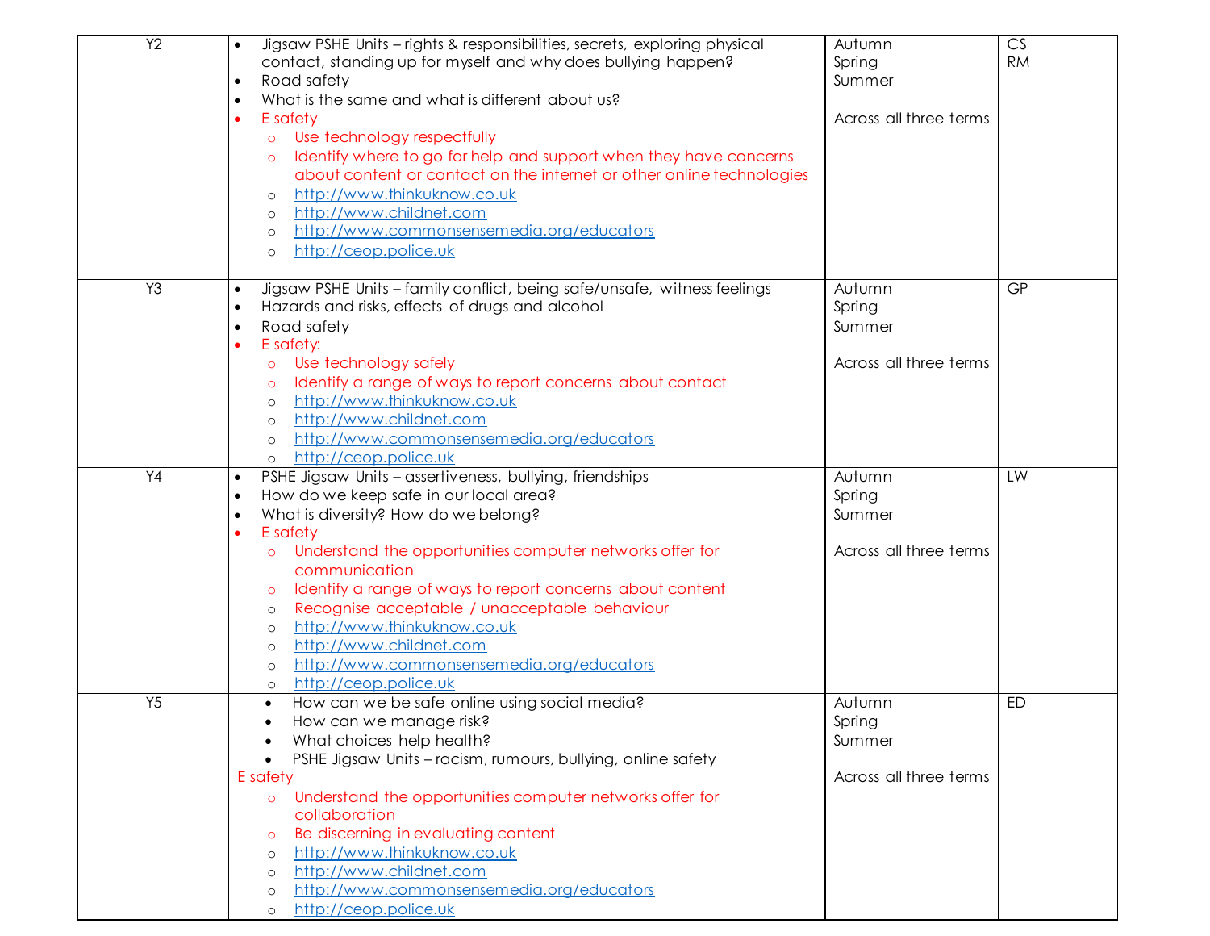| Y2 | • Jigsaw PSHE Units – rights & responsibilities, secrets, exploring physical contact, standing up for myself and why does bullying happen?<br>• Road safety<br>• What is the same and what is different about us?<br>• E safety<br>&nbsp;&nbsp;o Use technology respectfully<br>&nbsp;&nbsp;o Identify where to go for help and support when they have concerns about content or contact on the internet or other online technologies<br>&nbsp;&nbsp;o http://www.thinkuknow.co.uk<br>&nbsp;&nbsp;o http://www.childnet.com<br>&nbsp;&nbsp;o http://www.commonsensemedia.org/educators<br>&nbsp;&nbsp;o http://ceop.police.uk | Autumn<br>Spring<br>Summer<br><br>Across all three terms | CS<br>RM |
|---|---|---|---|
| Y3 | • Jigsaw PSHE Units – family conflict, being safe/unsafe, witness feelings<br>• Hazards and risks, effects of drugs and alcohol<br>• Road safety<br>• E safety:<br>&nbsp;&nbsp;o Use technology safely<br>&nbsp;&nbsp;o Identify a range of ways to report concerns about contact<br>&nbsp;&nbsp;o http://www.thinkuknow.co.uk<br>&nbsp;&nbsp;o http://www.childnet.com<br>&nbsp;&nbsp;o http://www.commonsensemedia.org/educators<br>&nbsp;&nbsp;o http://ceop.police.uk | Autumn<br>Spring<br>Summer<br><br>Across all three terms | GP |
| Y4 | • PSHE Jigsaw Units – assertiveness, bullying, friendships<br>• How do we keep safe in our local area?<br>• What is diversity? How do we belong?<br>• E safety<br>&nbsp;&nbsp;o Understand the opportunities computer networks offer for communication<br>&nbsp;&nbsp;o Identify a range of ways to report concerns about content<br>&nbsp;&nbsp;o Recognise acceptable / unacceptable behaviour<br>&nbsp;&nbsp;o http://www.thinkuknow.co.uk<br>&nbsp;&nbsp;o http://www.childnet.com<br>&nbsp;&nbsp;o http://www.commonsensemedia.org/educators<br>&nbsp;&nbsp;o http://ceop.police.uk | Autumn<br>Spring<br>Summer<br><br>Across all three terms | LW |
| Y5 | • How can we be safe online using social media?<br>• How can we manage risk?<br>• What choices help health?<br>• PSHE Jigsaw Units – racism, rumours, bullying, online safety<br>E safety<br>&nbsp;&nbsp;o Understand the opportunities computer networks offer for collaboration<br>&nbsp;&nbsp;o Be discerning in evaluating content<br>&nbsp;&nbsp;o http://www.thinkuknow.co.uk<br>&nbsp;&nbsp;o http://www.childnet.com<br>&nbsp;&nbsp;o http://www.commonsensemedia.org/educators<br>&nbsp;&nbsp;o http://ceop.police.uk | Autumn<br>Spring<br>Summer<br><br>Across all three terms | ED |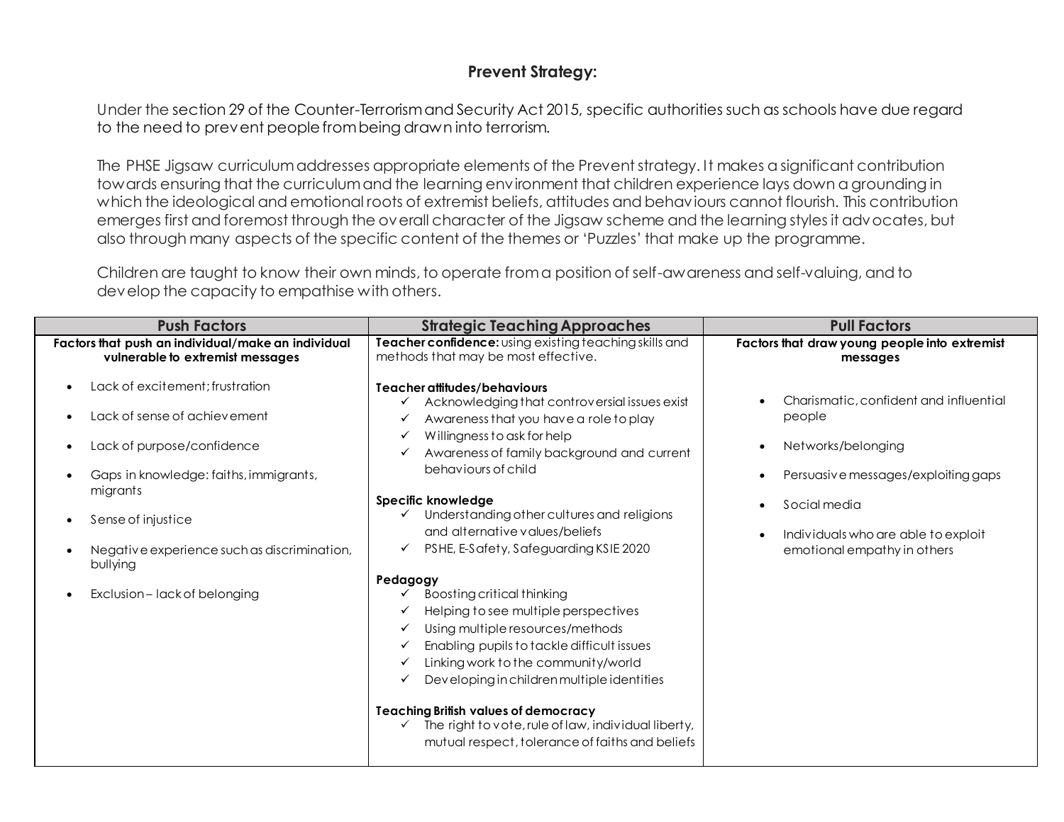## Prevent Strategy:

Under the section 29 of the Counter-Terrorism and Security Act 2015, specific authorities such as schools have due regard to the need to prevent people from being drawn into terrorism.

The PHSE Jigsaw curriculum addresses appropriate elements of the Prevent strategy. It makes a significant contribution towards ensuring that the curriculum and the learning environment that children experience lays down a grounding in which the ideological and emotional roots of extremist beliefs, attitudes and behaviours cannot flourish. This contribution emerges first and foremost through the overall character of the Jigsaw scheme and the learning styles it advocates, but also through many aspects of the specific content of the themes or 'Puzzles' that make up the programme.

Children are taught to know their own minds, to operate from a position of self-awareness and self-valuing, and to develop the capacity to empathise with others.

| Push Factors | Strategic Teaching Approaches | Pull Factors |
|---|---|---|
| **Factors that push an individual/make an individual vulnerable to extremist messages**<br><br>• Lack of excitement; frustration<br>• Lack of sense of achievement<br>• Lack of purpose/confidence<br>• Gaps in knowledge: faiths, immigrants, migrants<br>• Sense of injustice<br>• Negative experience such as discrimination, bullying<br>• Exclusion – lack of belonging | **Teacher confidence:** using existing teaching skills and methods that may be most effective.<br><br>**Teacher attitudes/behaviours**<br>✓ Acknowledging that controversial issues exist<br>✓ Awareness that you have a role to play<br>✓ Willingness to ask for help<br>✓ Awareness of family background and current behaviours of child<br><br>**Specific knowledge**<br>✓ Understanding other cultures and religions and alternative values/beliefs<br>✓ PSHE, E-Safety, Safeguarding KSIE 2020<br><br>**Pedagogy**<br>✓ Boosting critical thinking<br>✓ Helping to see multiple perspectives<br>✓ Using multiple resources/methods<br>✓ Enabling pupils to tackle difficult issues<br>✓ Linking work to the community/world<br>✓ Developing in children multiple identities<br><br>**Teaching British values of democracy**<br>✓ The right to vote, rule of law, individual liberty, mutual respect, tolerance of faiths and beliefs | **Factors that draw young people into extremist messages**<br><br>• Charismatic, confident and influential people<br>• Networks/belonging<br>• Persuasive messages/exploiting gaps<br>• Social media<br>• Individuals who are able to exploit emotional empathy in others |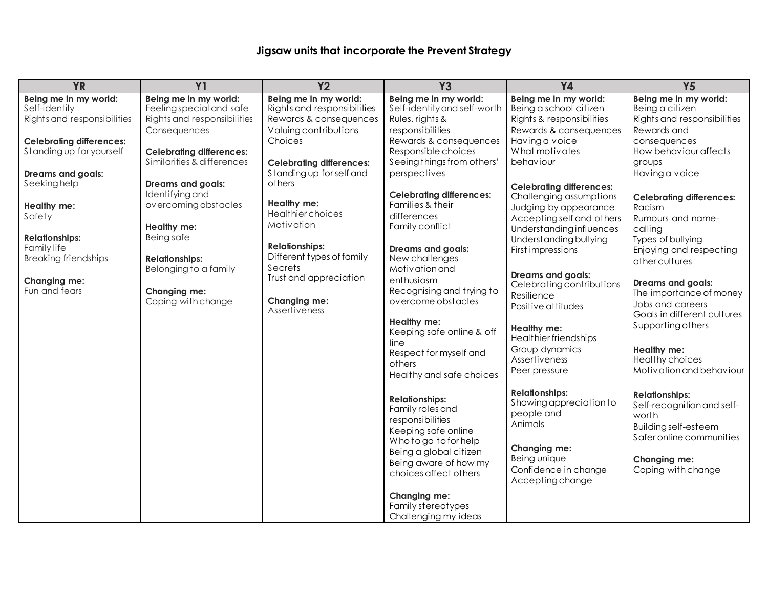## Jigsaw units that incorporate the Prevent Strategy

| YR | Y1 | Y2 | Y3 | Y4 | Y5 |
|---|---|---|---|---|---|
| **Being me in my world:**<br>Self-identity<br>Rights and responsibilities<br><br>**Celebrating differences:**<br>Standing up for yourself<br><br>**Dreams and goals:**<br>Seeking help<br><br>**Healthy me:**<br>Safety<br><br>**Relationships:**<br>Family life<br>Breaking friendships<br><br>**Changing me:**<br>Fun and fears | **Being me in my world:**<br>Feeling special and safe<br>Rights and responsibilities<br>Consequences<br><br>**Celebrating differences:**<br>Similarities & differences<br><br>**Dreams and goals:**<br>Identifying and overcoming obstacles<br><br>**Healthy me:**<br>Being safe<br><br>**Relationships:**<br>Belonging to a family<br><br>**Changing me:**<br>Coping with change | **Being me in my world:**<br>Rights and responsibilities<br>Rewards & consequences<br>Valuing contributions<br>Choices<br><br>**Celebrating differences:**<br>Standing up for self and others<br><br>**Healthy me:**<br>Healthier choices<br>Motivation<br><br>**Relationships:**<br>Different types of family<br>Secrets<br>Trust and appreciation<br><br>**Changing me:**<br>Assertiveness | **Being me in my world:**<br>Self-identity and self-worth<br>Rules, rights & responsibilities<br>Rewards & consequences<br>Responsible choices<br>Seeing things from others' perspectives<br><br>**Celebrating differences:**<br>Families & their differences<br>Family conflict<br><br>**Dreams and goals:**<br>New challenges<br>Motivation and enthusiasm<br>Recognising and trying to overcome obstacles<br><br>**Healthy me:**<br>Keeping safe online & off line<br>Respect for myself and others<br>Healthy and safe choices<br><br>**Relationships:**<br>Family roles and responsibilities<br>Keeping safe online<br>Who to go to for help<br>Being a global citizen<br>Being aware of how my choices affect others<br><br>**Changing me:**<br>Family stereotypes<br>Challenging my ideas | **Being me in my world:**<br>Being a school citizen<br>Rights & responsibilities<br>Rewards & consequences<br>Having a voice<br>What motivates behaviour<br><br>**Celebrating differences:**<br>Challenging assumptions<br>Judging by appearance<br>Accepting self and others<br>Understanding influences<br>Understanding bullying<br>First impressions<br><br>**Dreams and goals:**<br>Celebrating contributions<br>Resilience<br>Positive attitudes<br><br>**Healthy me:**<br>Healthier friendships<br>Group dynamics<br>Assertiveness<br>Peer pressure<br><br>**Relationships:**<br>Showing appreciation to people and Animals<br><br>**Changing me:**<br>Being unique<br>Confidence in change<br>Accepting change | **Being me in my world:**<br>Being a citizen<br>Rights and responsibilities<br>Rewards and consequences<br>How behaviour affects groups<br>Having a voice<br><br>**Celebrating differences:**<br>Racism<br>Rumours and name-calling<br>Types of bullying<br>Enjoying and respecting other cultures<br><br>**Dreams and goals:**<br>The importance of money<br>Jobs and careers<br>Goals in different cultures<br>Supporting others<br><br>**Healthy me:**<br>Healthy choices<br>Motivation and behaviour<br><br>**Relationships:**<br>Self-recognition and self-worth<br>Building self-esteem<br>Safer online communities<br><br>**Changing me:**<br>Coping with change |